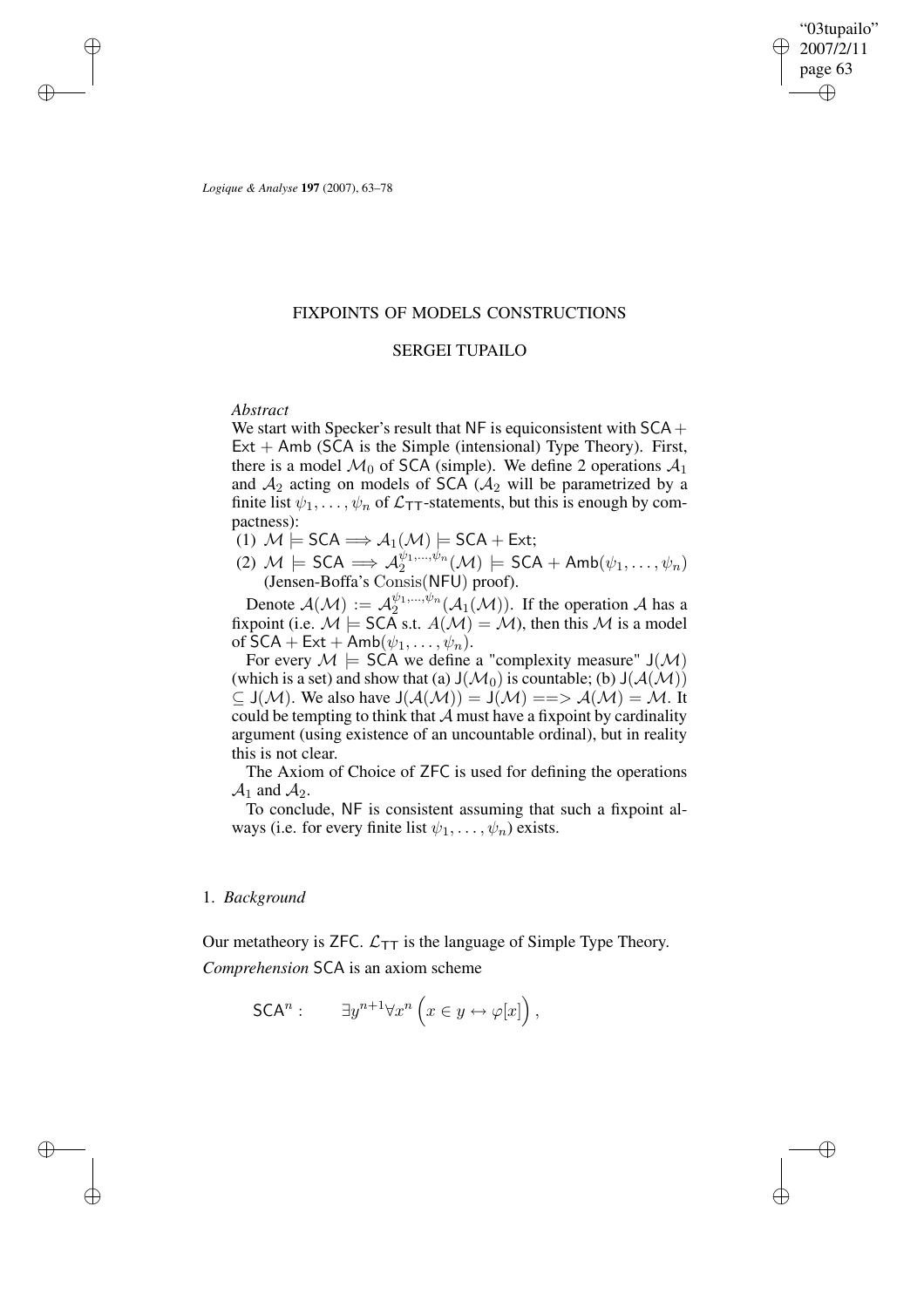# FIXPOINTS OF MODELS CONSTRUCTIONS

## SERGEI TUPAILO

*Abstract*

We start with Specker's result that NF is equiconsistent with SCA + Ext + Amb (SCA is the Simple (intensional) Type Theory). First, there is a model $\mathcal{M}_0$ of SCA (simple). We define 2 operations $\mathcal{A}_1$ and $\mathcal{A}_2$ acting on models of SCA ($\mathcal{A}_2$ will be parametrized by a finite list $\psi_1, \ldots, \psi_n$ of $\mathcal{L}_{\mathsf{TT}}$-statements, but this is enough by compactness):

(1) $\mathcal{M} \models \mathsf{SCA} \Longrightarrow \mathcal{A}_1(\mathcal{M}) \models \mathsf{SCA} + \mathsf{Ext}$;

(2) $\mathcal{M} \models \mathsf{SCA} \Longrightarrow \mathcal{A}_2^{\psi_1,\ldots,\psi_n}(\mathcal{M}) \models \mathsf{SCA} + \mathsf{Amb}(\psi_1, \ldots, \psi_n)$ (Jensen-Boffa's $\mathrm{Consis}(\mathsf{NFU})$ proof).

Denote $\mathcal{A}(\mathcal{M}) := \mathcal{A}_2^{\psi_1,\ldots,\psi_n}(\mathcal{A}_1(\mathcal{M}))$. If the operation $\mathcal{A}$ has a fixpoint (i.e. $\mathcal{M} \models \mathsf{SCA}$ s.t. $A(\mathcal{M}) = \mathcal{M}$), then this $\mathcal{M}$ is a model of $\mathsf{SCA} + \mathsf{Ext} + \mathsf{Amb}(\psi_1, \ldots, \psi_n)$.

For every $\mathcal{M} \models \mathsf{SCA}$ we define a "complexity measure" $\mathsf{J}(\mathcal{M})$ (which is a set) and show that (a) $\mathsf{J}(\mathcal{M}_0)$ is countable; (b) $\mathsf{J}(\mathcal{A}(\mathcal{M})) \subseteq \mathsf{J}(\mathcal{M})$. We also have $\mathsf{J}(\mathcal{A}(\mathcal{M})) = \mathsf{J}(\mathcal{M}) ==> \mathcal{A}(\mathcal{M}) = \mathcal{M}$. It could be tempting to think that $\mathcal{A}$ must have a fixpoint by cardinality argument (using existence of an uncountable ordinal), but in reality this is not clear.

The Axiom of Choice of ZFC is used for defining the operations $\mathcal{A}_1$ and $\mathcal{A}_2$.

To conclude, NF is consistent assuming that such a fixpoint always (i.e. for every finite list $\psi_1, \ldots, \psi_n$) exists.

## 1. *Background*

Our metatheory is ZFC. $\mathcal{L}_{\mathsf{TT}}$ is the language of Simple Type Theory.

*Comprehension* SCA is an axiom scheme

$$\mathsf{SCA}^n: \qquad \exists y^{n+1} \forall x^n \left( x \in y \leftrightarrow \varphi[x] \right),$$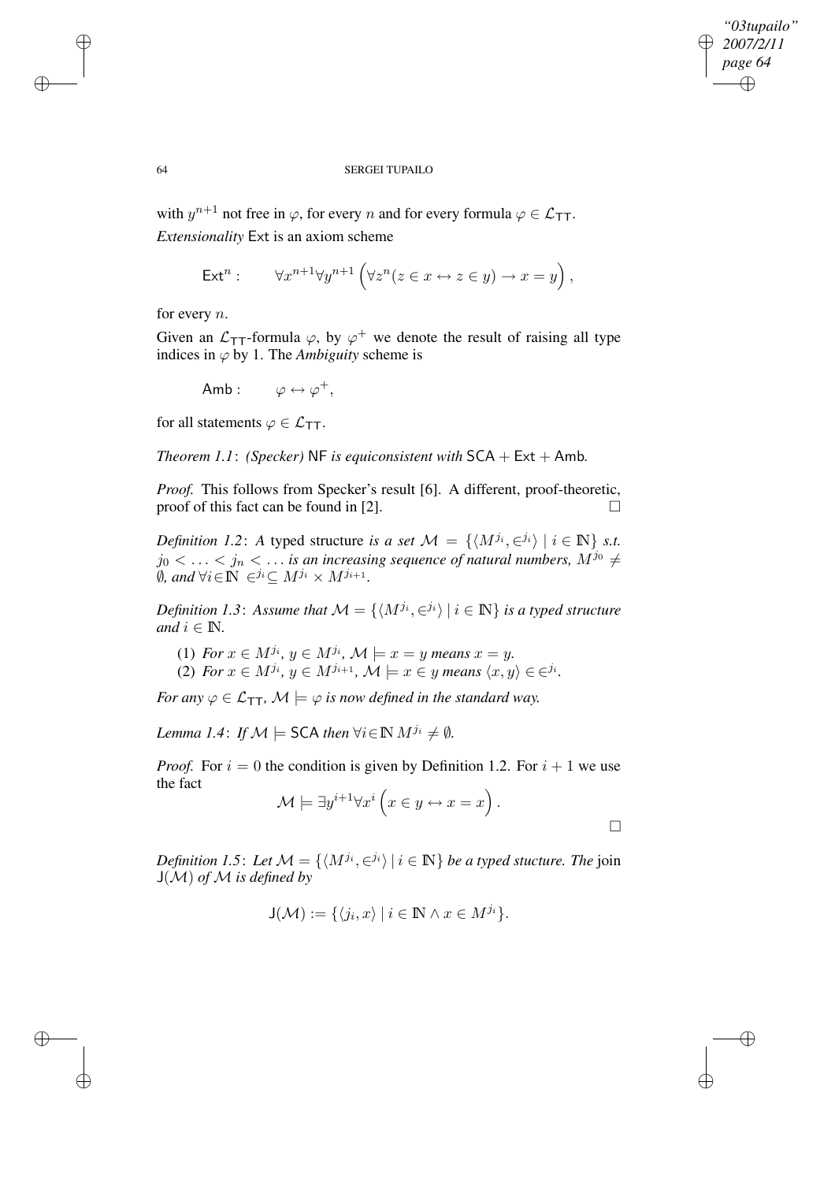with $y^{n+1}$ not free in $\varphi$, for every $n$ and for every formula $\varphi \in \mathcal{L}_{\mathsf{TT}}$.

*Extensionality* Ext is an axiom scheme

$$\mathsf{Ext}^n: \qquad \forall x^{n+1} \forall y^{n+1} \left( \forall z^n (z \in x \leftrightarrow z \in y) \to x = y \right),$$

for every $n$.

Given an $\mathcal{L}_{\mathsf{TT}}$-formula $\varphi$, by $\varphi^+$ we denote the result of raising all type indices in $\varphi$ by 1. The *Ambiguity* scheme is

$$\mathsf{Amb}: \qquad \varphi \leftrightarrow \varphi^+,$$

for all statements $\varphi \in \mathcal{L}_{\mathsf{TT}}$.

*Theorem 1.1*: *(Specker)* NF *is equiconsistent with* $\mathsf{SCA} + \mathsf{Ext} + \mathsf{Amb}$.

*Proof.* This follows from Specker's result [6]. A different, proof-theoretic, proof of this fact can be found in [2]. □

*Definition 1.2*: *A* typed structure *is a set* $\mathcal{M} = \{\langle M^{j_i}, \in^{j_i} \rangle \mid i \in \mathbb{N}\}$ *s.t.* $j_0 < \ldots < j_n < \ldots$ *is an increasing sequence of natural numbers,* $M^{j_0} \neq \emptyset$*, and* $\forall i \in \mathbb{N} \in^{j_i} \subseteq M^{j_i} \times M^{j_{i+1}}$.

*Definition 1.3*: *Assume that* $\mathcal{M} = \{\langle M^{j_i}, \in^{j_i} \rangle \mid i \in \mathbb{N}\}$ *is a typed structure and* $i \in \mathbb{N}$.

(1) *For* $x \in M^{j_i}$, $y \in M^{j_i}$, $\mathcal{M} \models x = y$ *means* $x = y$.
(2) *For* $x \in M^{j_i}$, $y \in M^{j_{i+1}}$, $\mathcal{M} \models x \in y$ *means* $\langle x, y \rangle \in \in^{j_i}$.

*For any* $\varphi \in \mathcal{L}_{\mathsf{TT}}$, $\mathcal{M} \models \varphi$ *is now defined in the standard way.*

*Lemma 1.4*: *If* $\mathcal{M} \models \mathsf{SCA}$ *then* $\forall i \in \mathbb{N}\, M^{j_i} \neq \emptyset$.

*Proof.* For $i = 0$ the condition is given by Definition 1.2. For $i + 1$ we use the fact

$$\mathcal{M} \models \exists y^{i+1} \forall x^i \left( x \in y \leftrightarrow x = x \right).$$

□

*Definition 1.5*: *Let* $\mathcal{M} = \{\langle M^{j_i}, \in^{j_i} \rangle \mid i \in \mathbb{N}\}$ *be a typed stucture. The* join $\mathsf{J}(\mathcal{M})$ *of* $\mathcal{M}$ *is defined by*

$$\mathsf{J}(\mathcal{M}) := \{\langle j_i, x \rangle \mid i \in \mathbb{N} \wedge x \in M^{j_i}\}.$$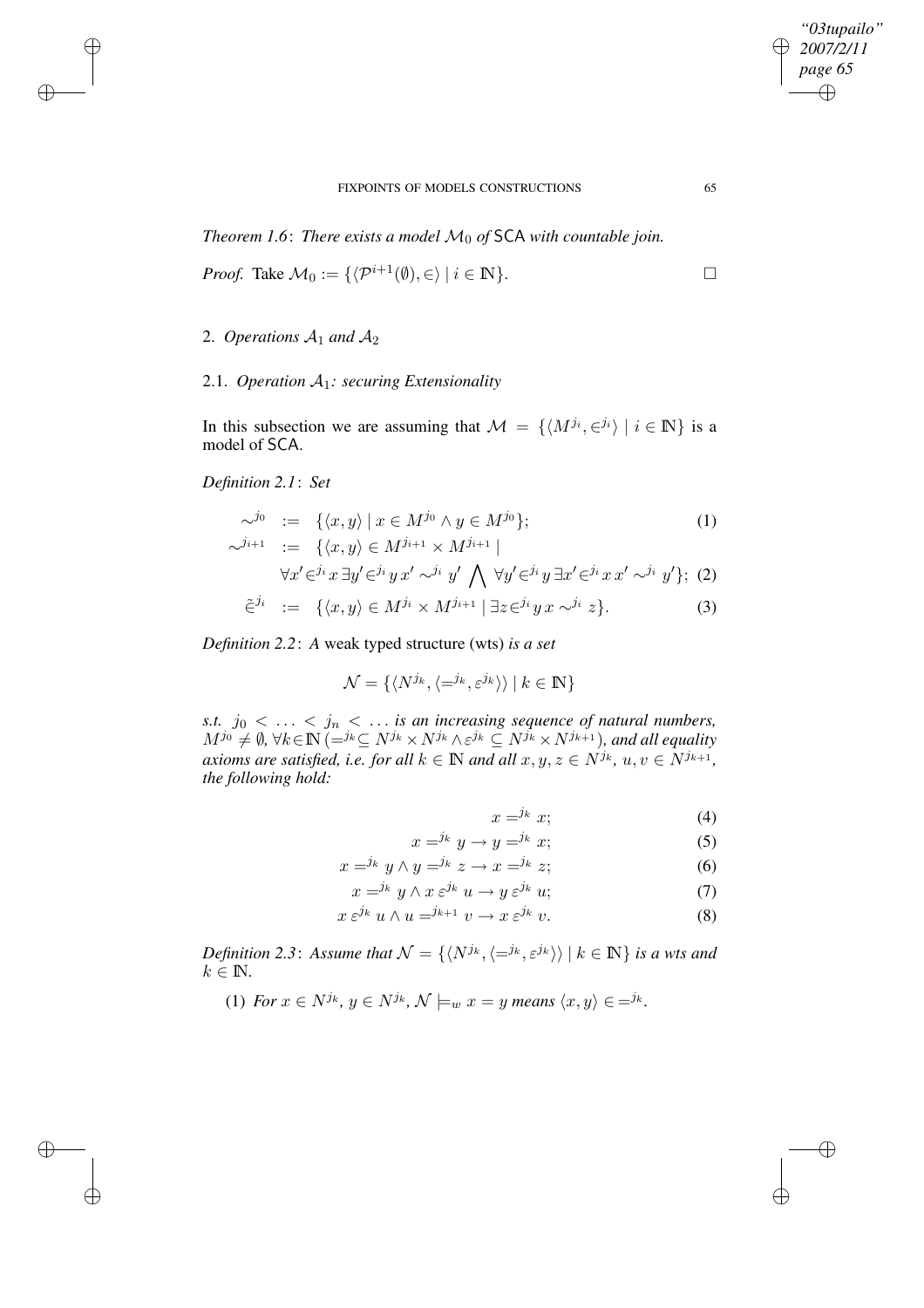*Theorem 1.6*: *There exists a model $\mathcal{M}_0$ of* SCA *with countable join.*

*Proof.* Take $\mathcal{M}_0 := \{\langle \mathcal{P}^{i+1}(\emptyset), \in\rangle \mid i \in \mathbb{N}\}$. □

## 2. *Operations $\mathcal{A}_1$ and $\mathcal{A}_2$*

### 2.1. *Operation $\mathcal{A}_1$: securing Extensionality*

In this subsection we are assuming that $\mathcal{M} = \{\langle M^{j_i}, \in^{j_i}\rangle \mid i \in \mathbb{N}\}$ is a model of SCA.

*Definition 2.1*: *Set*

$$\sim^{j_0} \;:=\; \{\langle x, y\rangle \mid x \in M^{j_0} \wedge y \in M^{j_0}\}; \tag{1}$$

$$\sim^{j_{i+1}} \;:=\; \{\langle x, y\rangle \in M^{j_{i+1}} \times M^{j_{i+1}} \mid \forall x' \in^{j_i} x\, \exists y' \in^{j_i} y\, x' \sim^{j_i} y' \bigwedge \forall y' \in^{j_i} y\, \exists x' \in^{j_i} x\, x' \sim^{j_i} y'\}; \tag{2}$$

$$\tilde{\in}^{j_i} \;:=\; \{\langle x, y\rangle \in M^{j_i} \times M^{j_{i+1}} \mid \exists z \in^{j_i} y\, x \sim^{j_i} z\}. \tag{3}$$

*Definition 2.2*: *A* weak typed structure (wts) *is a set*

$$\mathcal{N} = \{\langle N^{j_k}, \langle =^{j_k}, \varepsilon^{j_k}\rangle\rangle \mid k \in \mathbb{N}\}$$

*s.t.* $j_0 < \ldots < j_n < \ldots$ *is an increasing sequence of natural numbers,* $M^{j_0} \neq \emptyset$, $\forall k \in \mathbb{N}\, (=^{j_k} \subseteq N^{j_k} \times N^{j_k} \wedge \varepsilon^{j_k} \subseteq N^{j_k} \times N^{j_{k+1}})$*, and all equality axioms are satisfied, i.e. for all* $k \in \mathbb{N}$ *and all* $x, y, z \in N^{j_k}$, $u, v \in N^{j_{k+1}}$*, the following hold:*

$$x =^{j_k} x; \tag{4}$$

$$x =^{j_k} y \rightarrow y =^{j_k} x; \tag{5}$$

$$x =^{j_k} y \wedge y =^{j_k} z \rightarrow x =^{j_k} z; \tag{6}$$

$$x =^{j_k} y \wedge x\, \varepsilon^{j_k}\, u \rightarrow y\, \varepsilon^{j_k}\, u; \tag{7}$$

$$x\, \varepsilon^{j_k}\, u \wedge u =^{j_{k+1}} v \rightarrow x\, \varepsilon^{j_k}\, v. \tag{8}$$

*Definition 2.3*: *Assume that* $\mathcal{N} = \{\langle N^{j_k}, \langle =^{j_k}, \varepsilon^{j_k}\rangle\rangle \mid k \in \mathbb{N}\}$ *is a wts and* $k \in \mathbb{N}$.

(1) *For* $x \in N^{j_k}$, $y \in N^{j_k}$, $\mathcal{N} \models_w x = y$ *means* $\langle x, y\rangle \in =^{j_k}$.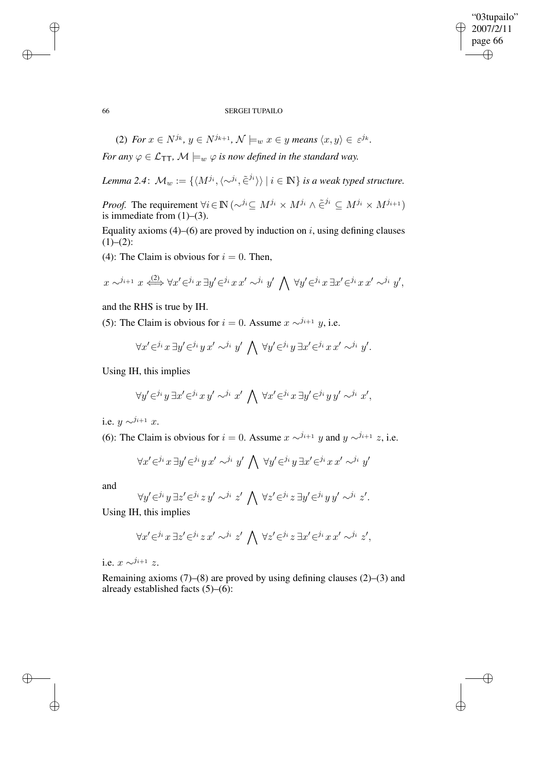(2) *For* $x \in N^{j_k}$, $y \in N^{j_{k+1}}$, $\mathcal{N} \models_w x \in y$ *means* $\langle x, y \rangle \in \varepsilon^{j_k}$.

*For any* $\varphi \in \mathcal{L}_{\mathsf{TT}}$, $\mathcal{M} \models_w \varphi$ *is now defined in the standard way.*

*Lemma 2.4*: $\mathcal{M}_w := \{\langle M^{j_i}, \langle \sim^{j_i}, \tilde{\in}^{j_i} \rangle \rangle \mid i \in \mathbb{N}\}$ *is a weak typed structure.*

*Proof.* The requirement $\forall i \in \mathbb{N} \, (\sim^{j_i} \subseteq M^{j_i} \times M^{j_i} \wedge \tilde{\in}^{j_i} \subseteq M^{j_i} \times M^{j_{i+1}})$ is immediate from (1)–(3).

Equality axioms (4)–(6) are proved by induction on $i$, using defining clauses (1)–(2):

(4): The Claim is obvious for $i = 0$. Then,

$$x \sim^{j_{i+1}} x \overset{(2)}{\iff} \forall x' \in^{j_i} x \, \exists y' \in^{j_i} x \, x' \sim^{j_i} y' \;\bigwedge\; \forall y' \in^{j_i} x \, \exists x' \in^{j_i} x \, x' \sim^{j_i} y',$$

and the RHS is true by IH.

(5): The Claim is obvious for $i = 0$. Assume $x \sim^{j_{i+1}} y$, i.e.

$$\forall x' \in^{j_i} x \, \exists y' \in^{j_i} y \, x' \sim^{j_i} y' \;\bigwedge\; \forall y' \in^{j_i} y \, \exists x' \in^{j_i} x \, x' \sim^{j_i} y'.$$

Using IH, this implies

$$\forall y' \in^{j_i} y \, \exists x' \in^{j_i} x \, y' \sim^{j_i} x' \;\bigwedge\; \forall x' \in^{j_i} x \, \exists y' \in^{j_i} y \, y' \sim^{j_i} x',$$

i.e. $y \sim^{j_{i+1}} x$.

(6): The Claim is obvious for $i = 0$. Assume $x \sim^{j_{i+1}} y$ and $y \sim^{j_{i+1}} z$, i.e.

$$\forall x' \in^{j_i} x \, \exists y' \in^{j_i} y \, x' \sim^{j_i} y' \;\bigwedge\; \forall y' \in^{j_i} y \, \exists x' \in^{j_i} x \, x' \sim^{j_i} y'$$

and

$$\forall y' \in^{j_i} y \, \exists z' \in^{j_i} z \, y' \sim^{j_i} z' \;\bigwedge\; \forall z' \in^{j_i} z \, \exists y' \in^{j_i} y \, y' \sim^{j_i} z'.$$

Using IH, this implies

$$\forall x' \in^{j_i} x \, \exists z' \in^{j_i} z \, x' \sim^{j_i} z' \;\bigwedge\; \forall z' \in^{j_i} z \, \exists x' \in^{j_i} x \, x' \sim^{j_i} z',$$

i.e. $x \sim^{j_{i+1}} z$.

Remaining axioms (7)–(8) are proved by using defining clauses (2)–(3) and already established facts (5)–(6):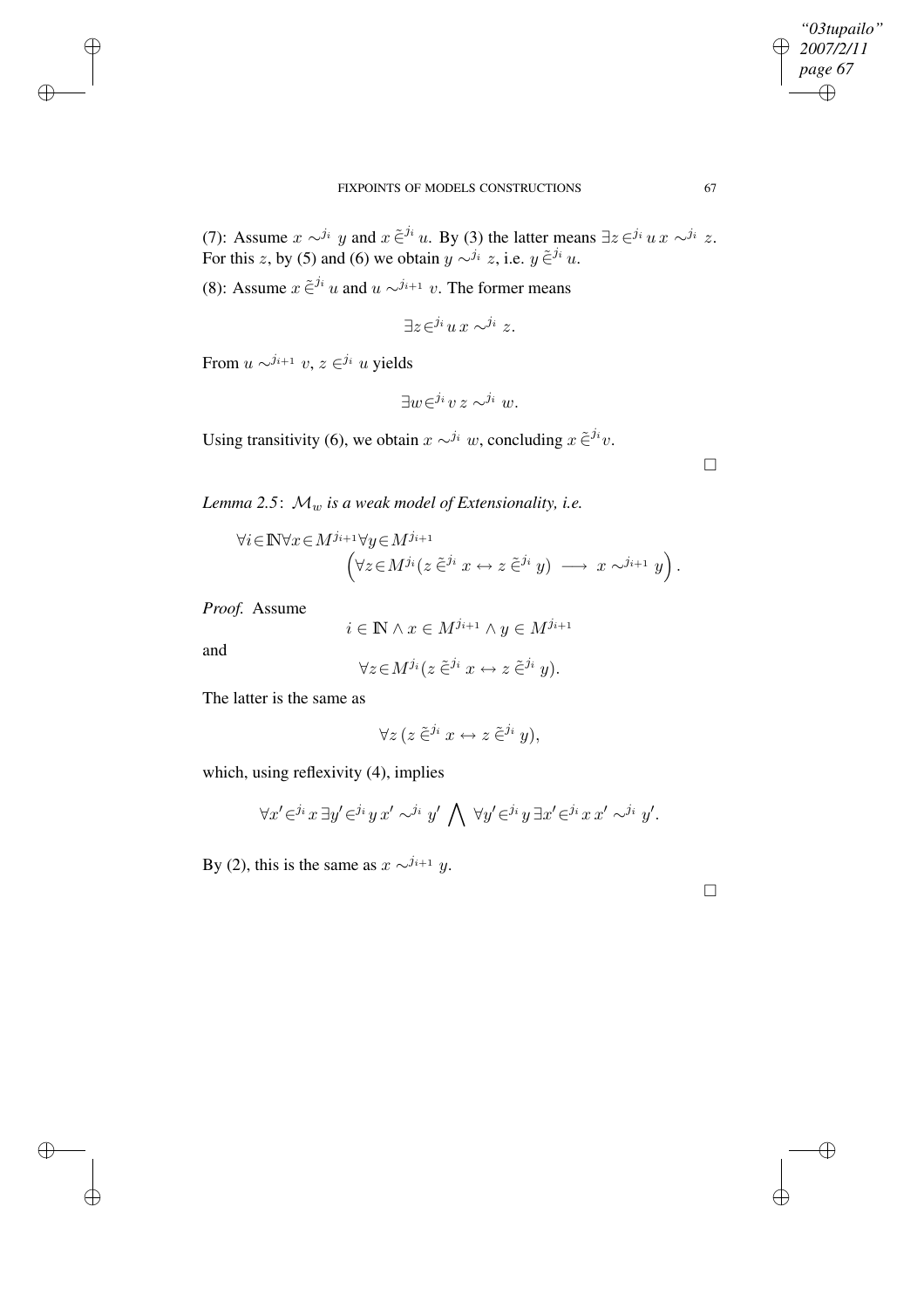(7): Assume $x \sim^{j_i} y$ and $x \,\tilde{\in}^{j_i}\, u$. By (3) the latter means $\exists z \in^{j_i} u\, x \sim^{j_i} z$. For this $z$, by (5) and (6) we obtain $y \sim^{j_i} z$, i.e. $y \,\tilde{\in}^{j_i}\, u$.

(8): Assume $x \,\tilde{\in}^{j_i}\, u$ and $u \sim^{j_{i+1}} v$. The former means

$$\exists z \in^{j_i} u\, x \sim^{j_i} z.$$

From $u \sim^{j_{i+1}} v$, $z \in^{j_i} u$ yields

$$\exists w \in^{j_i} v\, z \sim^{j_i} w.$$

Using transitivity (6), we obtain $x \sim^{j_i} w$, concluding $x \,\tilde{\in}^{j_i} v$.

□

*Lemma 2.5*: *$\mathcal{M}_w$ is a weak model of Extensionality, i.e.*

$$\forall i \in \mathbb{N} \forall x \in M^{j_{i+1}} \forall y \in M^{j_{i+1}} \left( \forall z \in M^{j_i} (z \,\tilde{\in}^{j_i}\, x \leftrightarrow z \,\tilde{\in}^{j_i}\, y) \longrightarrow x \sim^{j_{i+1}} y \right).$$

*Proof.* Assume

$$i \in \mathbb{N} \wedge x \in M^{j_{i+1}} \wedge y \in M^{j_{i+1}}$$

and

$$\forall z \in M^{j_i} (z \,\tilde{\in}^{j_i}\, x \leftrightarrow z \,\tilde{\in}^{j_i}\, y).$$

The latter is the same as

$$\forall z\, (z \,\tilde{\in}^{j_i}\, x \leftrightarrow z \,\tilde{\in}^{j_i}\, y),$$

which, using reflexivity (4), implies

$$\forall x' \in^{j_i} x\, \exists y' \in^{j_i} y\, x' \sim^{j_i} y' \bigwedge \forall y' \in^{j_i} y\, \exists x' \in^{j_i} x\, x' \sim^{j_i} y'.$$

By (2), this is the same as $x \sim^{j_{i+1}} y$.

□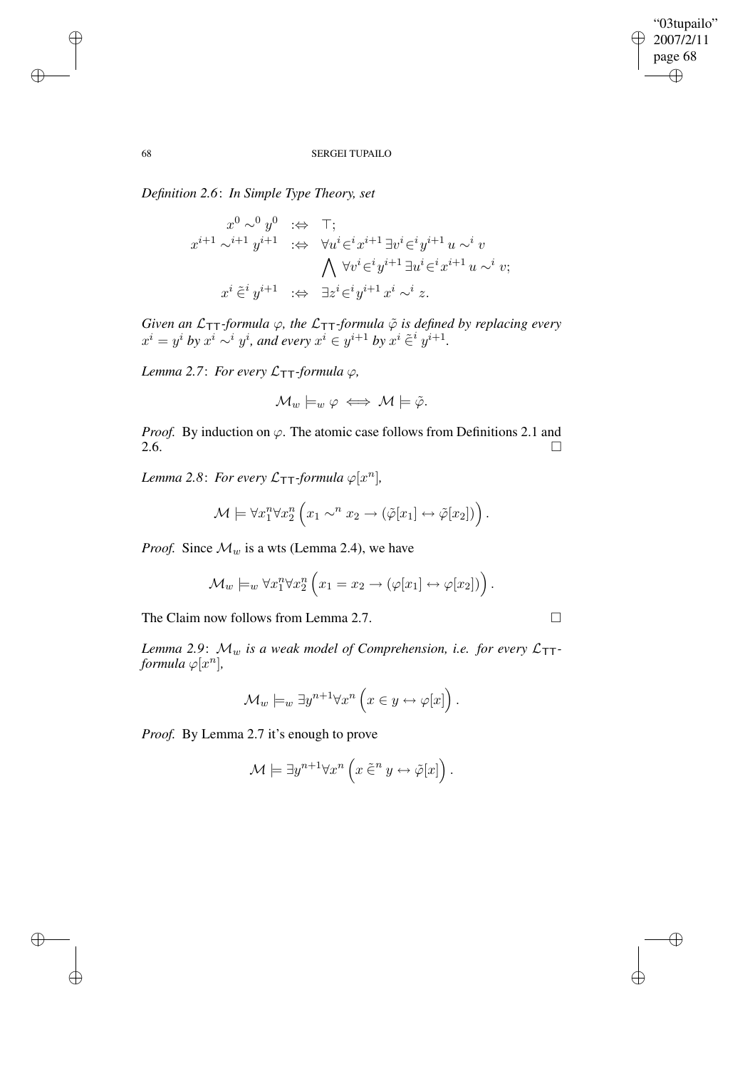*Definition 2.6*: *In Simple Type Theory, set*

$$
\begin{aligned}
x^0 \sim^0 y^0 \quad &:\Leftrightarrow \quad \top; \\
x^{i+1} \sim^{i+1} y^{i+1} \quad &:\Leftrightarrow \quad \forall u^i \in^i x^{i+1} \, \exists v^i \in^i y^{i+1} \, u \sim^i v \\
&\qquad \bigwedge \forall v^i \in^i y^{i+1} \, \exists u^i \in^i x^{i+1} \, u \sim^i v; \\
x^i \mathrel{\tilde{\in}^i} y^{i+1} \quad &:\Leftrightarrow \quad \exists z^i \in^i y^{i+1} \, x^i \sim^i z.
\end{aligned}
$$

*Given an $\mathcal{L}_{\mathsf{TT}}$-formula $\varphi$, the $\mathcal{L}_{\mathsf{TT}}$-formula $\tilde{\varphi}$ is defined by replacing every $x^i = y^i$ by $x^i \sim^i y^i$, and every $x^i \in y^{i+1}$ by $x^i \mathrel{\tilde{\in}^i} y^{i+1}$.*

*Lemma 2.7*: *For every $\mathcal{L}_{\mathsf{TT}}$-formula $\varphi$,*

$$
\mathcal{M}_w \models_w \varphi \iff \mathcal{M} \models \tilde{\varphi}.
$$

*Proof.* By induction on $\varphi$. The atomic case follows from Definitions 2.1 and 2.6. □

*Lemma 2.8*: *For every $\mathcal{L}_{\mathsf{TT}}$-formula $\varphi[x^n]$,*

$$
\mathcal{M} \models \forall x_1^n \forall x_2^n \left( x_1 \sim^n x_2 \rightarrow (\tilde{\varphi}[x_1] \leftrightarrow \tilde{\varphi}[x_2]) \right).
$$

*Proof.* Since $\mathcal{M}_w$ is a wts (Lemma 2.4), we have

$$
\mathcal{M}_w \models_w \forall x_1^n \forall x_2^n \left( x_1 = x_2 \rightarrow (\varphi[x_1] \leftrightarrow \varphi[x_2]) \right).
$$

The Claim now follows from Lemma 2.7. □

*Lemma 2.9*: *$\mathcal{M}_w$ is a weak model of Comprehension, i.e. for every $\mathcal{L}_{\mathsf{TT}}$-formula $\varphi[x^n]$,*

$$
\mathcal{M}_w \models_w \exists y^{n+1} \forall x^n \left( x \in y \leftrightarrow \varphi[x] \right).
$$

*Proof.* By Lemma 2.7 it's enough to prove

$$
\mathcal{M} \models \exists y^{n+1} \forall x^n \left( x \mathrel{\tilde{\in}^n} y \leftrightarrow \tilde{\varphi}[x] \right).
$$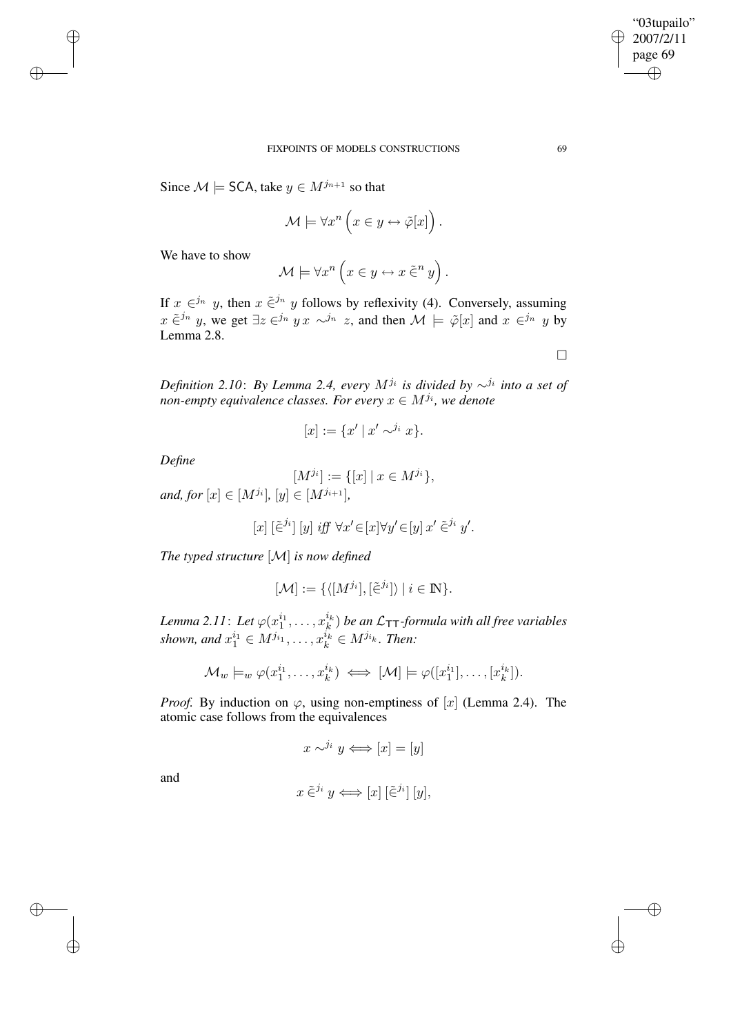Since $\mathcal{M} \models \mathsf{SCA}$, take $y \in M^{j_{n+1}}$ so that

$$\mathcal{M} \models \forall x^n \left( x \in y \leftrightarrow \tilde{\varphi}[x] \right).$$

We have to show

$$\mathcal{M} \models \forall x^n \left( x \in y \leftrightarrow x \mathrel{\tilde{\in}^n} y \right).$$

If $x \in^{j_n} y$, then $x \mathrel{\tilde{\in}^{j_n}} y$ follows by reflexivity (4). Conversely, assuming $x \mathrel{\tilde{\in}^{j_n}} y$, we get $\exists z \in^{j_n} y \, x \sim^{j_n} z$, and then $\mathcal{M} \models \tilde{\varphi}[x]$ and $x \in^{j_n} y$ by Lemma 2.8.

□

*Definition 2.10*: *By Lemma 2.4, every $M^{j_i}$ is divided by $\sim^{j_i}$ into a set of non-empty equivalence classes. For every $x \in M^{j_i}$, we denote*

$$[x] := \{x' \mid x' \sim^{j_i} x\}.$$

*Define*

$$[M^{j_i}] := \{[x] \mid x \in M^{j_i}\},$$

*and, for $[x] \in [M^{j_i}]$, $[y] \in [M^{j_{i+1}}]$,*

$$[x] \, [\tilde{\in}^{j_i}] \, [y] \text{ iff } \forall x' {\in} [x] \forall y' {\in} [y] \, x' \mathrel{\tilde{\in}^{j_i}} y'.$$

*The typed structure $[\mathcal{M}]$ is now defined*

$$[\mathcal{M}] := \{\langle [M^{j_i}], [\tilde{\in}^{j_i}] \rangle \mid i \in \mathbb{N}\}.$$

*Lemma 2.11*: *Let $\varphi(x_1^{i_1}, \ldots, x_k^{i_k})$ be an $\mathcal{L}_{\mathsf{TT}}$-formula with all free variables shown, and $x_1^{i_1} \in M^{j_{i_1}}, \ldots, x_k^{i_k} \in M^{j_{i_k}}$. Then:*

$$\mathcal{M}_w \models_w \varphi(x_1^{i_1}, \ldots, x_k^{i_k}) \iff [\mathcal{M}] \models \varphi([x_1^{i_1}], \ldots, [x_k^{i_k}]).$$

*Proof.* By induction on $\varphi$, using non-emptiness of $[x]$ (Lemma 2.4). The atomic case follows from the equivalences

$$x \sim^{j_i} y \Longleftrightarrow [x] = [y]$$

and

$$x \mathrel{\tilde{\in}^{j_i}} y \Longleftrightarrow [x] \, [\tilde{\in}^{j_i}] \, [y],$$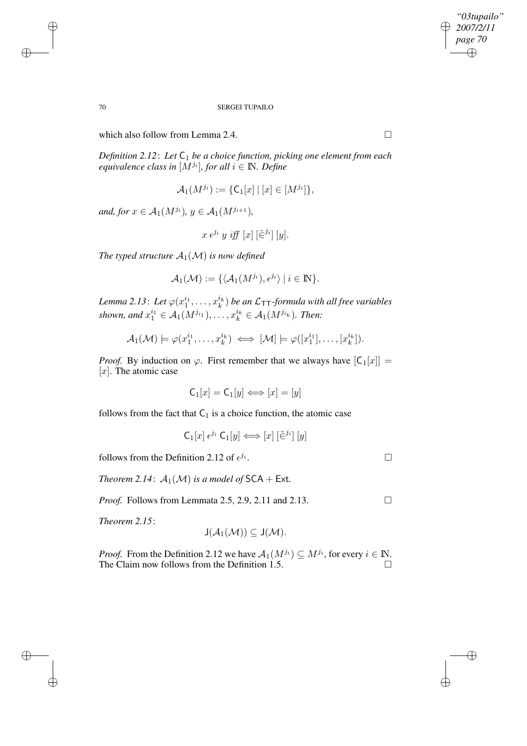which also follow from Lemma 2.4. □

*Definition 2.12*: *Let* $\mathsf{C}_1$ *be a choice function, picking one element from each equivalence class in* $[M^{j_i}]$*, for all* $i \in \mathbb{N}$*. Define*

$$\mathcal{A}_1(M^{j_i}) := \{\mathsf{C}_1[x] \mid [x] \in [M^{j_i}]\},$$

*and, for* $x \in \mathcal{A}_1(M^{j_i})$*,* $y \in \mathcal{A}_1(M^{j_{i+1}})$*,*

$$x \in^{j_i} y \text{ iff } [x] \, [\tilde{\in}^{j_i}] \, [y].$$

*The typed structure* $\mathcal{A}_1(\mathcal{M})$ *is now defined*

$$\mathcal{A}_1(\mathcal{M}) := \{\langle \mathcal{A}_1(M^{j_i}), \in^{j_i} \rangle \mid i \in \mathbb{N}\}.$$

*Lemma 2.13*: *Let* $\varphi(x_1^{i_1}, \ldots, x_k^{i_k})$ *be an* $\mathcal{L}_{\mathsf{TT}}$*-formula with all free variables shown, and* $x_1^{i_1} \in \mathcal{A}_1(M^{j_{i_1}}), \ldots, x_k^{i_k} \in \mathcal{A}_1(M^{j_{i_k}})$*. Then:*

$$\mathcal{A}_1(\mathcal{M}) \models \varphi(x_1^{i_1}, \ldots, x_k^{i_k}) \iff [\mathcal{M}] \models \varphi([x_1^{i_1}], \ldots, [x_k^{i_k}]).$$

*Proof.* By induction on $\varphi$. First remember that we always have $[\mathsf{C}_1[x]] = [x]$. The atomic case

$$\mathsf{C}_1[x] = \mathsf{C}_1[y] \Longleftrightarrow [x] = [y]$$

follows from the fact that $\mathsf{C}_1$ is a choice function, the atomic case

$$\mathsf{C}_1[x] \in^{j_i} \mathsf{C}_1[y] \Longleftrightarrow [x] \, [\tilde{\in}^{j_i}] \, [y]$$

follows from the Definition 2.12 of $\in^{j_i}$. □

*Theorem 2.14*: $\mathcal{A}_1(\mathcal{M})$ *is a model of* $\mathsf{SCA} + \mathsf{Ext}$*.*

*Proof.* Follows from Lemmata 2.5, 2.9, 2.11 and 2.13. □

*Theorem 2.15*:

$$\mathsf{J}(\mathcal{A}_1(\mathcal{M})) \subseteq \mathsf{J}(\mathcal{M}).$$

*Proof.* From the Definition 2.12 we have $\mathcal{A}_1(M^{j_i}) \subseteq M^{j_i}$, for every $i \in \mathbb{N}$. The Claim now follows from the Definition 1.5. □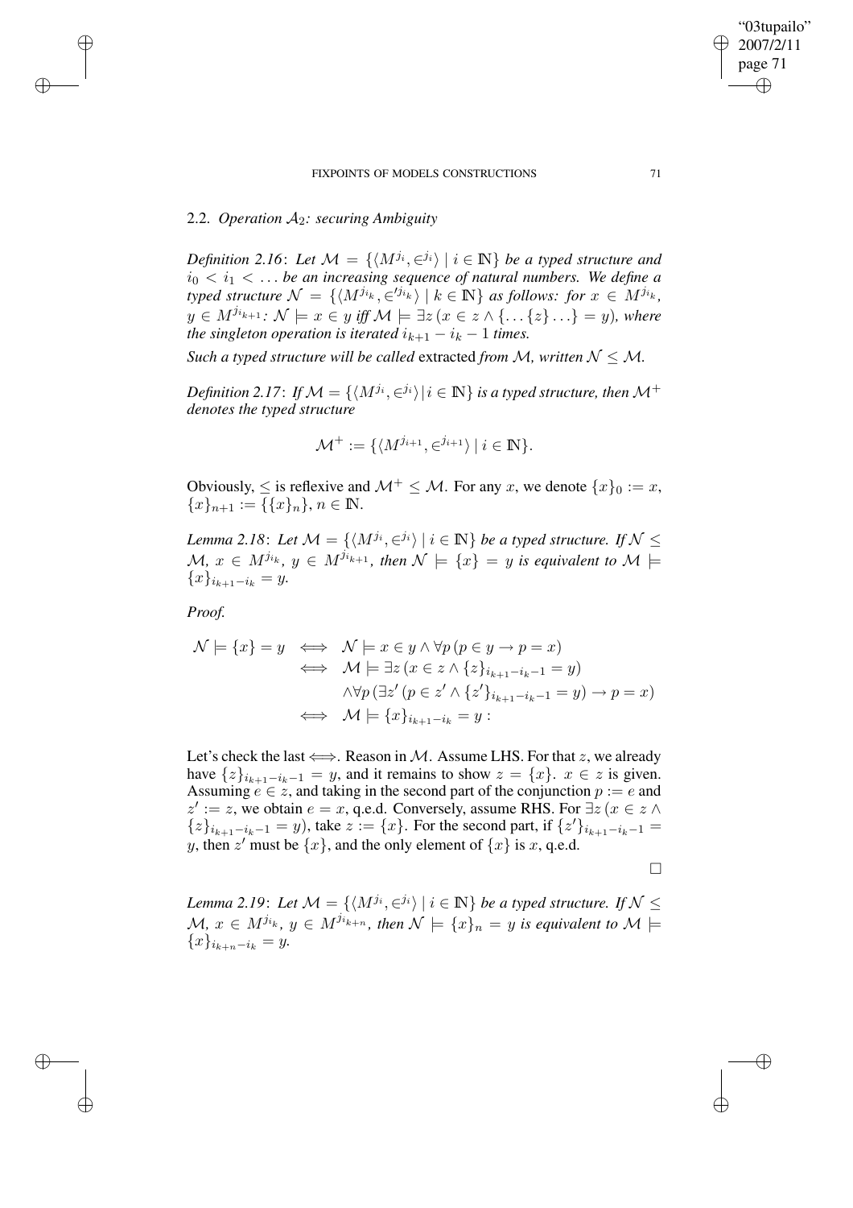### 2.2. *Operation $\mathcal{A}_2$: securing Ambiguity*

*Definition 2.16*: *Let $\mathcal{M} = \{\langle M^{j_i}, \in^{j_i}\rangle \mid i \in \mathbb{N}\}$ be a typed structure and $i_0 < i_1 < \ldots$ be an increasing sequence of natural numbers. We define a typed structure $\mathcal{N} = \{\langle M^{j_{i_k}}, \in'^{j_{i_k}}\rangle \mid k \in \mathbb{N}\}$ as follows: for $x \in M^{j_{i_k}}$, $y \in M^{j_{i_{k+1}}}$: $\mathcal{N} \models x \in y$ iff $\mathcal{M} \models \exists z\, (x \in z \wedge \{\ldots\{z\}\ldots\} = y)$, where the singleton operation is iterated $i_{k+1} - i_k - 1$ times.*

*Such a typed structure will be called* extracted *from $\mathcal{M}$, written $\mathcal{N} \leq \mathcal{M}$.*

*Definition 2.17*: *If $\mathcal{M} = \{\langle M^{j_i}, \in^{j_i}\rangle \mid i \in \mathbb{N}\}$ is a typed structure, then $\mathcal{M}^+$ denotes the typed structure*

$$\mathcal{M}^+ := \{\langle M^{j_{i+1}}, \in^{j_{i+1}}\rangle \mid i \in \mathbb{N}\}.$$

Obviously, $\leq$ is reflexive and $\mathcal{M}^+ \leq \mathcal{M}$. For any $x$, we denote $\{x\}_0 := x$, $\{x\}_{n+1} := \{\{x\}_n\}$, $n \in \mathbb{N}$.

*Lemma 2.18*: *Let $\mathcal{M} = \{\langle M^{j_i}, \in^{j_i}\rangle \mid i \in \mathbb{N}\}$ be a typed structure. If $\mathcal{N} \leq \mathcal{M}$, $x \in M^{j_{i_k}}$, $y \in M^{j_{i_{k+1}}}$, then $\mathcal{N} \models \{x\} = y$ is equivalent to $\mathcal{M} \models \{x\}_{i_{k+1}-i_k} = y$.*

*Proof.*

$$\begin{aligned}
\mathcal{N} \models \{x\} = y \iff & \mathcal{N} \models x \in y \wedge \forall p\, (p \in y \to p = x) \\
\iff & \mathcal{M} \models \exists z\, (x \in z \wedge \{z\}_{i_{k+1}-i_k-1} = y) \\
& \wedge \forall p\, (\exists z'\, (p \in z' \wedge \{z'\}_{i_{k+1}-i_k-1} = y) \to p = x) \\
\iff & \mathcal{M} \models \{x\}_{i_{k+1}-i_k} = y :
\end{aligned}$$

Let's check the last $\iff$. Reason in $\mathcal{M}$. Assume LHS. For that $z$, we already have $\{z\}_{i_{k+1}-i_k-1} = y$, and it remains to show $z = \{x\}$. $x \in z$ is given. Assuming $e \in z$, and taking in the second part of the conjunction $p := e$ and $z' := z$, we obtain $e = x$, q.e.d. Conversely, assume RHS. For $\exists z\, (x \in z \wedge \{z\}_{i_{k+1}-i_k-1} = y)$, take $z := \{x\}$. For the second part, if $\{z'\}_{i_{k+1}-i_k-1} = y$, then $z'$ must be $\{x\}$, and the only element of $\{x\}$ is $x$, q.e.d.

□

*Lemma 2.19*: *Let $\mathcal{M} = \{\langle M^{j_i}, \in^{j_i}\rangle \mid i \in \mathbb{N}\}$ be a typed structure. If $\mathcal{N} \leq \mathcal{M}$, $x \in M^{j_{i_k}}$, $y \in M^{j_{i_{k+n}}}$, then $\mathcal{N} \models \{x\}_n = y$ is equivalent to $\mathcal{M} \models \{x\}_{i_{k+n}-i_k} = y$.*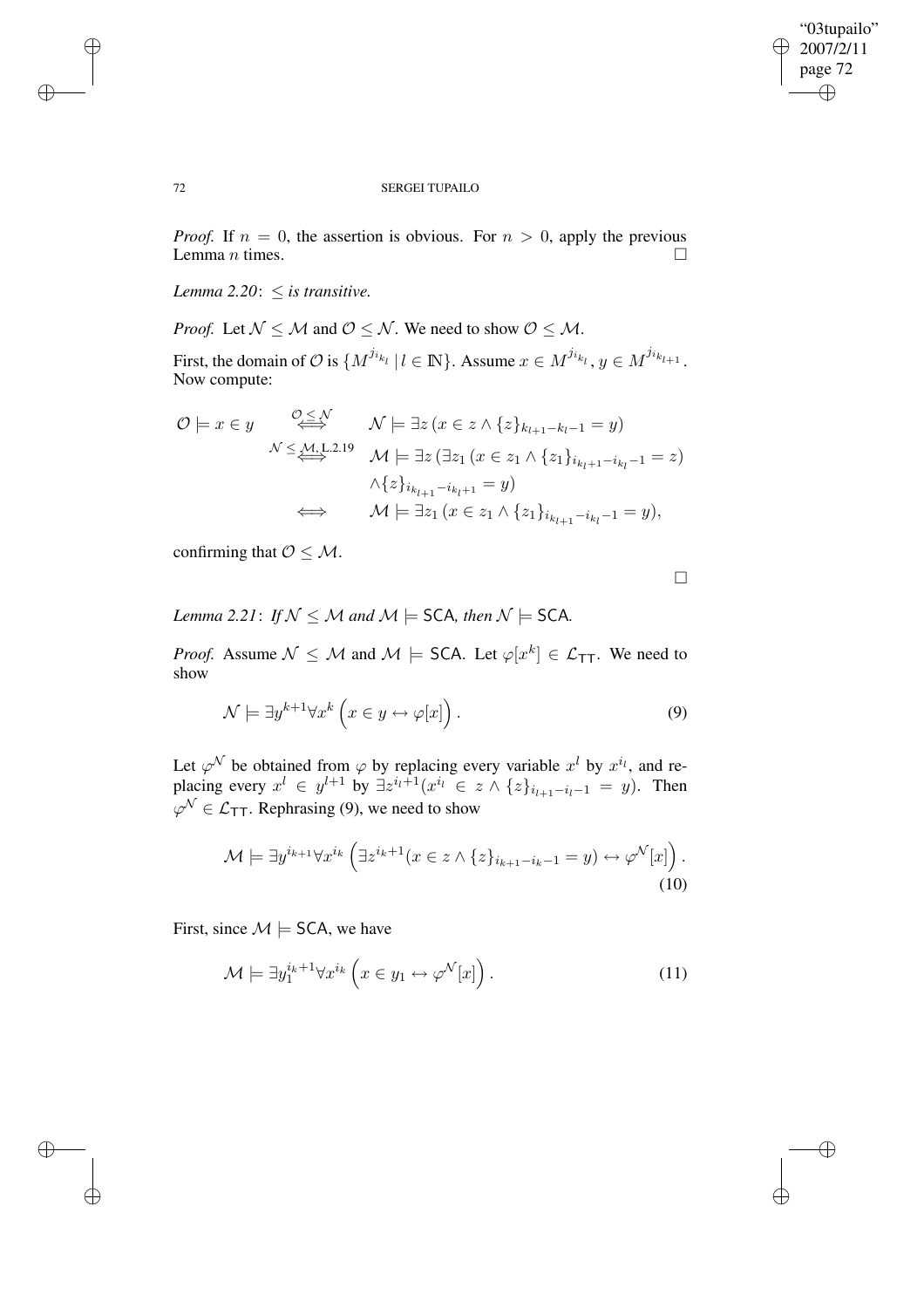*Proof.* If $n = 0$, the assertion is obvious. For $n > 0$, apply the previous Lemma $n$ times. □

*Lemma 2.20*: *$\leq$ is transitive.*

*Proof.* Let $\mathcal{N} \leq \mathcal{M}$ and $\mathcal{O} \leq \mathcal{N}$. We need to show $\mathcal{O} \leq \mathcal{M}$.

First, the domain of $\mathcal{O}$ is $\{M^{j_{i_{k_l}}} \mid l \in \mathbb{N}\}$. Assume $x \in M^{j_{i_{k_l}}}$, $y \in M^{j_{i_{k_{l+1}}}}$. Now compute:

$$
\begin{aligned}
\mathcal{O} \models x \in y \quad & \overset{\mathcal{O} \leq \mathcal{N}}{\Longleftrightarrow} \quad \mathcal{N} \models \exists z \left(x \in z \wedge \{z\}_{k_{l+1}-k_l-1} = y\right) \\
& \overset{\mathcal{N} \leq \mathcal{M}, \text{L.2.19}}{\Longleftrightarrow} \quad \mathcal{M} \models \exists z \left(\exists z_1 \left(x \in z_1 \wedge \{z_1\}_{i_{k_l+1}-i_{k_l}-1} = z\right)\right. \\
& \qquad\qquad\qquad \left. \wedge \{z\}_{i_{k_{l+1}}-i_{k_l+1}} = y\right) \\
& \Longleftrightarrow \quad \mathcal{M} \models \exists z_1 \left(x \in z_1 \wedge \{z_1\}_{i_{k_{l+1}}-i_{k_l}-1} = y\right),
\end{aligned}
$$

confirming that $\mathcal{O} \leq \mathcal{M}$.

□

*Lemma 2.21*: *If $\mathcal{N} \leq \mathcal{M}$ and $\mathcal{M} \models \mathsf{SCA}$, then $\mathcal{N} \models \mathsf{SCA}$.*

*Proof.* Assume $\mathcal{N} \leq \mathcal{M}$ and $\mathcal{M} \models \mathsf{SCA}$. Let $\varphi[x^k] \in \mathcal{L}_{\mathsf{TT}}$. We need to show

$$
\mathcal{N} \models \exists y^{k+1} \forall x^k \left(x \in y \leftrightarrow \varphi[x]\right). \tag{9}
$$

Let $\varphi^{\mathcal{N}}$ be obtained from $\varphi$ by replacing every variable $x^l$ by $x^{i_l}$, and replacing every $x^l \in y^{l+1}$ by $\exists z^{i_l+1}(x^{i_l} \in z \wedge \{z\}_{i_{l+1}-i_l-1} = y)$. Then $\varphi^{\mathcal{N}} \in \mathcal{L}_{\mathsf{TT}}$. Rephrasing (9), we need to show

$$
\mathcal{M} \models \exists y^{i_{k+1}} \forall x^{i_k} \left(\exists z^{i_k+1}(x \in z \wedge \{z\}_{i_{k+1}-i_k-1} = y) \leftrightarrow \varphi^{\mathcal{N}}[x]\right). \tag{10}
$$

First, since $\mathcal{M} \models \mathsf{SCA}$, we have

$$
\mathcal{M} \models \exists y_1^{i_k+1} \forall x^{i_k} \left(x \in y_1 \leftrightarrow \varphi^{\mathcal{N}}[x]\right). \tag{11}
$$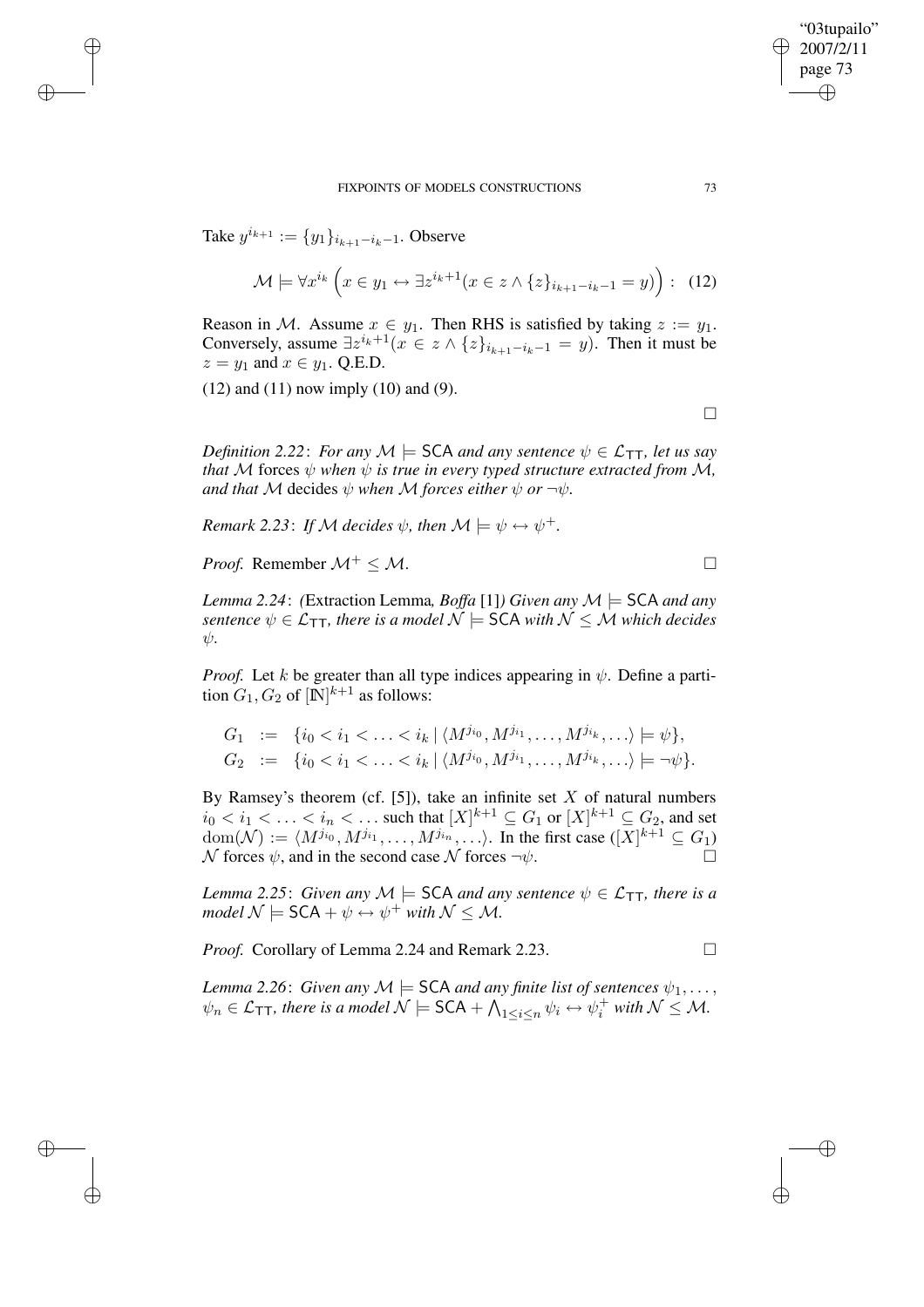Take $y^{i_{k+1}} := \{y_1\}_{i_{k+1}-i_k-1}$. Observe

$$\mathcal{M} \models \forall x^{i_k} \left( x \in y_1 \leftrightarrow \exists z^{i_k+1}(x \in z \wedge \{z\}_{i_{k+1}-i_k-1} = y) \right) : \quad (12)$$

Reason in $\mathcal{M}$. Assume $x \in y_1$. Then RHS is satisfied by taking $z := y_1$. Conversely, assume $\exists z^{i_k+1}(x \in z \wedge \{z\}_{i_{k+1}-i_k-1} = y)$. Then it must be $z = y_1$ and $x \in y_1$. Q.E.D.

(12) and (11) now imply (10) and (9).

□

*Definition 2.22*: *For any $\mathcal{M} \models \mathsf{SCA}$ and any sentence $\psi \in \mathcal{L}_{\mathsf{TT}}$, let us say that $\mathcal{M}$* forces *$\psi$ when $\psi$ is true in every typed structure extracted from $\mathcal{M}$, and that $\mathcal{M}$* decides *$\psi$ when $\mathcal{M}$ forces either $\psi$ or $\neg\psi$.*

*Remark 2.23*: *If $\mathcal{M}$ decides $\psi$, then $\mathcal{M} \models \psi \leftrightarrow \psi^+$.*

*Proof.* Remember $\mathcal{M}^+ \leq \mathcal{M}$. □

*Lemma 2.24*: *(*Extraction Lemma*, Boffa* [1]*) Given any $\mathcal{M} \models \mathsf{SCA}$ and any sentence $\psi \in \mathcal{L}_{\mathsf{TT}}$, there is a model $\mathcal{N} \models \mathsf{SCA}$ with $\mathcal{N} \leq \mathcal{M}$ which decides $\psi$.*

*Proof.* Let $k$ be greater than all type indices appearing in $\psi$. Define a partition $G_1, G_2$ of $[\mathbb{N}]^{k+1}$ as follows:

$$\begin{aligned} G_1 &:= \{i_0 < i_1 < \ldots < i_k \mid \langle M^{j_{i_0}}, M^{j_{i_1}}, \ldots, M^{j_{i_k}}, \ldots \rangle \models \psi\}, \\ G_2 &:= \{i_0 < i_1 < \ldots < i_k \mid \langle M^{j_{i_0}}, M^{j_{i_1}}, \ldots, M^{j_{i_k}}, \ldots \rangle \models \neg\psi\}. \end{aligned}$$

By Ramsey's theorem (cf. [5]), take an infinite set $X$ of natural numbers $i_0 < i_1 < \ldots < i_n < \ldots$ such that $[X]^{k+1} \subseteq G_1$ or $[X]^{k+1} \subseteq G_2$, and set $\mathrm{dom}(\mathcal{N}) := \langle M^{j_{i_0}}, M^{j_{i_1}}, \ldots, M^{j_{i_n}}, \ldots \rangle$. In the first case ($[X]^{k+1} \subseteq G_1$) $\mathcal{N}$ forces $\psi$, and in the second case $\mathcal{N}$ forces $\neg\psi$. □

*Lemma 2.25*: *Given any $\mathcal{M} \models \mathsf{SCA}$ and any sentence $\psi \in \mathcal{L}_{\mathsf{TT}}$, there is a model $\mathcal{N} \models \mathsf{SCA} + \psi \leftrightarrow \psi^+$ with $\mathcal{N} \leq \mathcal{M}$.*

*Proof.* Corollary of Lemma 2.24 and Remark 2.23. □

*Lemma 2.26*: *Given any $\mathcal{M} \models \mathsf{SCA}$ and any finite list of sentences $\psi_1, \ldots, \psi_n \in \mathcal{L}_{\mathsf{TT}}$, there is a model $\mathcal{N} \models \mathsf{SCA} + \bigwedge_{1 \leq i \leq n} \psi_i \leftrightarrow \psi_i^+$ with $\mathcal{N} \leq \mathcal{M}$.*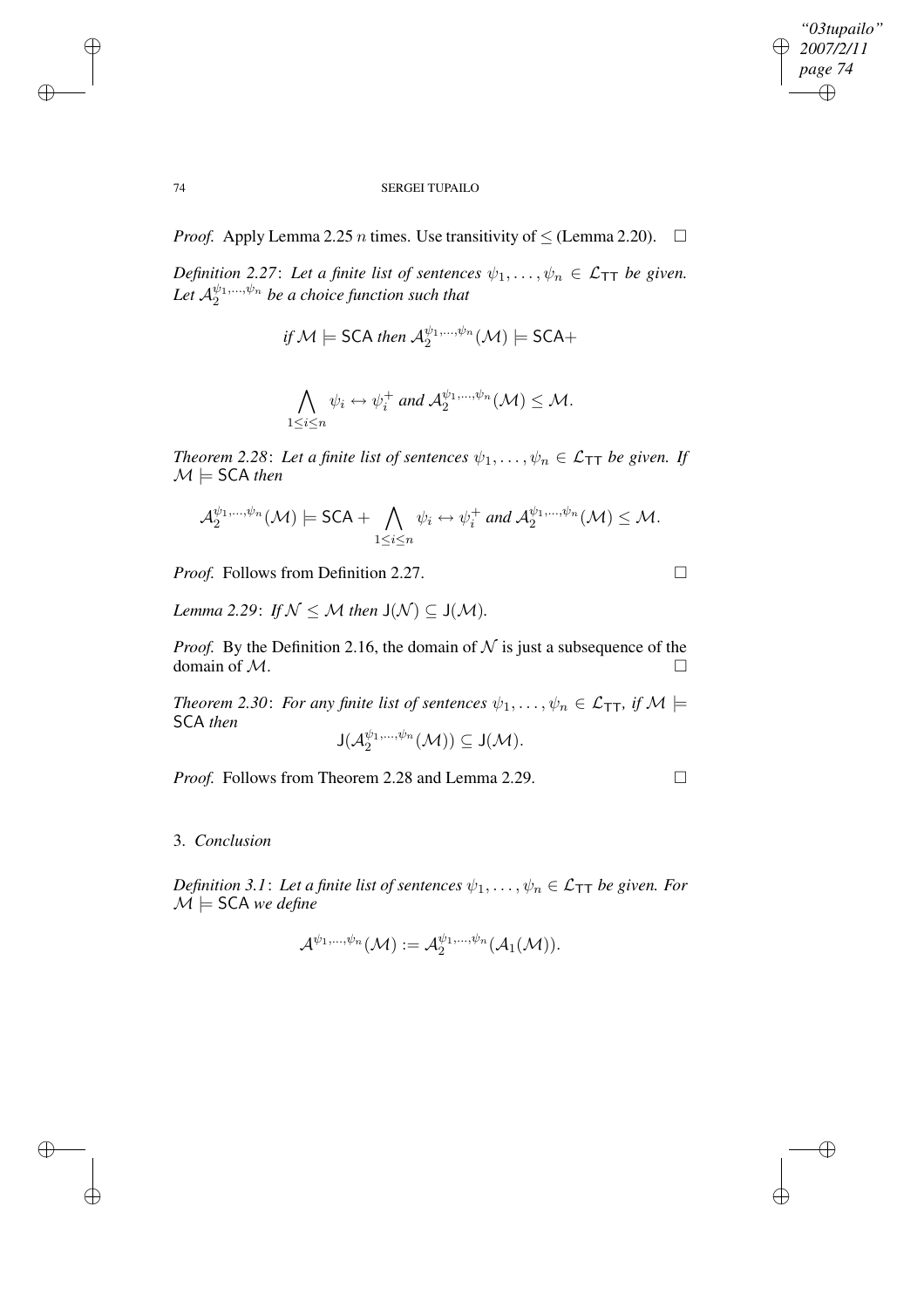*Proof.* Apply Lemma 2.25 $n$ times. Use transitivity of $\leq$ (Lemma 2.20). $\square$

*Definition 2.27*: *Let a finite list of sentences* $\psi_1, \ldots, \psi_n \in \mathcal{L}_{\mathsf{TT}}$ *be given. Let* $\mathcal{A}_2^{\psi_1,\ldots,\psi_n}$ *be a choice function such that*

$$\textit{if } \mathcal{M} \models \mathsf{SCA} \textit{ then } \mathcal{A}_2^{\psi_1,\ldots,\psi_n}(\mathcal{M}) \models \mathsf{SCA}+$$

$$\bigwedge_{1 \leq i \leq n} \psi_i \leftrightarrow \psi_i^+ \textit{ and } \mathcal{A}_2^{\psi_1,\ldots,\psi_n}(\mathcal{M}) \leq \mathcal{M}.$$

*Theorem 2.28*: *Let a finite list of sentences* $\psi_1, \ldots, \psi_n \in \mathcal{L}_{\mathsf{TT}}$ *be given. If* $\mathcal{M} \models \mathsf{SCA}$ *then*

$$\mathcal{A}_2^{\psi_1,\ldots,\psi_n}(\mathcal{M}) \models \mathsf{SCA} + \bigwedge_{1 \leq i \leq n} \psi_i \leftrightarrow \psi_i^+ \textit{ and } \mathcal{A}_2^{\psi_1,\ldots,\psi_n}(\mathcal{M}) \leq \mathcal{M}.$$

*Proof.* Follows from Definition 2.27. $\square$

*Lemma 2.29*: *If* $\mathcal{N} \leq \mathcal{M}$ *then* $\mathsf{J}(\mathcal{N}) \subseteq \mathsf{J}(\mathcal{M})$.

*Proof.* By the Definition 2.16, the domain of $\mathcal{N}$ is just a subsequence of the domain of $\mathcal{M}$. $\square$

*Theorem 2.30*: *For any finite list of sentences* $\psi_1, \ldots, \psi_n \in \mathcal{L}_{\mathsf{TT}}$*, if* $\mathcal{M} \models \mathsf{SCA}$ *then*

$$\mathsf{J}(\mathcal{A}_2^{\psi_1,\ldots,\psi_n}(\mathcal{M})) \subseteq \mathsf{J}(\mathcal{M}).$$

*Proof.* Follows from Theorem 2.28 and Lemma 2.29. $\square$

## 3. *Conclusion*

*Definition 3.1*: *Let a finite list of sentences* $\psi_1, \ldots, \psi_n \in \mathcal{L}_{\mathsf{TT}}$ *be given. For* $\mathcal{M} \models \mathsf{SCA}$ *we define*

$$\mathcal{A}^{\psi_1,\ldots,\psi_n}(\mathcal{M}) := \mathcal{A}_2^{\psi_1,\ldots,\psi_n}(\mathcal{A}_1(\mathcal{M})).$$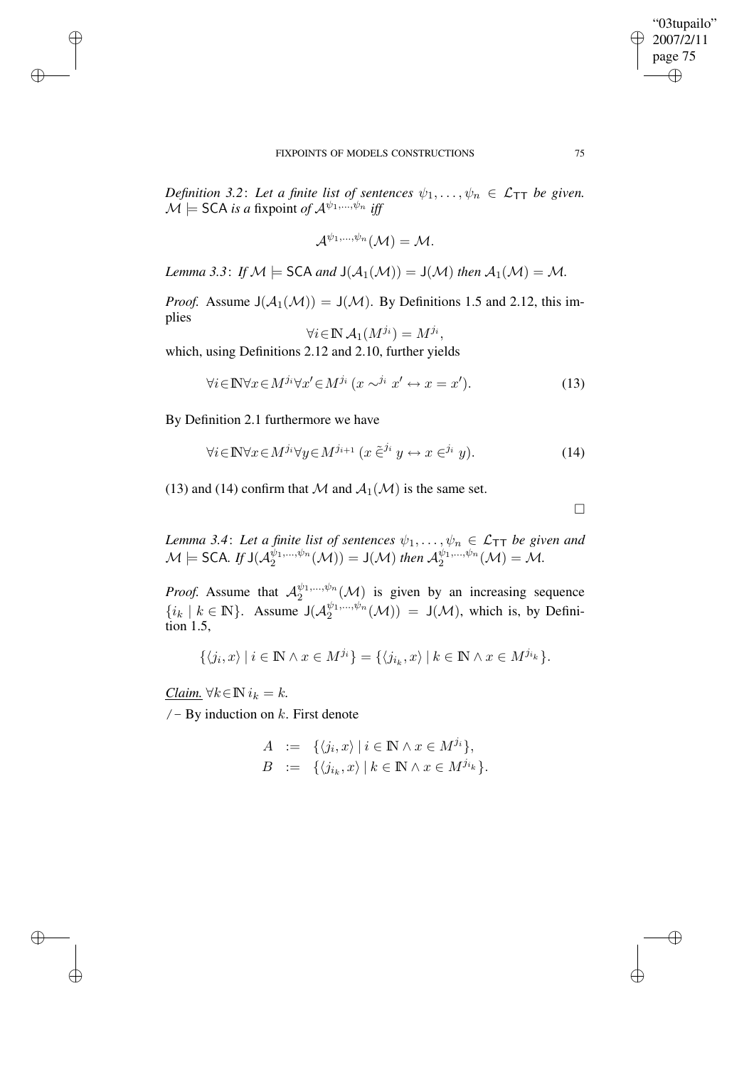*Definition 3.2*: *Let a finite list of sentences $\psi_1, \ldots, \psi_n \in \mathcal{L}_{\mathsf{TT}}$ be given. $\mathcal{M} \models \mathsf{SCA}$ is a* fixpoint *of $\mathcal{A}^{\psi_1,\ldots,\psi_n}$ iff*

$$\mathcal{A}^{\psi_1,\ldots,\psi_n}(\mathcal{M}) = \mathcal{M}.$$

*Lemma 3.3*: *If $\mathcal{M} \models \mathsf{SCA}$ and $\mathsf{J}(\mathcal{A}_1(\mathcal{M})) = \mathsf{J}(\mathcal{M})$ then $\mathcal{A}_1(\mathcal{M}) = \mathcal{M}$.*

*Proof.* Assume $\mathsf{J}(\mathcal{A}_1(\mathcal{M})) = \mathsf{J}(\mathcal{M})$. By Definitions 1.5 and 2.12, this implies

$$\forall i \in \mathbb{N}\, \mathcal{A}_1(M^{j_i}) = M^{j_i},$$

which, using Definitions 2.12 and 2.10, further yields

$$\forall i \in \mathbb{N} \forall x \in M^{j_i} \forall x' \in M^{j_i} \, (x \sim^{j_i} x' \leftrightarrow x = x'). \tag{13}$$

By Definition 2.1 furthermore we have

$$\forall i \in \mathbb{N} \forall x \in M^{j_i} \forall y \in M^{j_{i+1}} \, (x \mathrel{\tilde{\in}^{j_i}} y \leftrightarrow x \in^{j_i} y). \tag{14}$$

(13) and (14) confirm that $\mathcal{M}$ and $\mathcal{A}_1(\mathcal{M})$ is the same set.

□

*Lemma 3.4*: *Let a finite list of sentences $\psi_1, \ldots, \psi_n \in \mathcal{L}_{\mathsf{TT}}$ be given and $\mathcal{M} \models \mathsf{SCA}$. If $\mathsf{J}(\mathcal{A}_2^{\psi_1,\ldots,\psi_n}(\mathcal{M})) = \mathsf{J}(\mathcal{M})$ then $\mathcal{A}_2^{\psi_1,\ldots,\psi_n}(\mathcal{M}) = \mathcal{M}$.*

*Proof.* Assume that $\mathcal{A}_2^{\psi_1,\ldots,\psi_n}(\mathcal{M})$ is given by an increasing sequence $\{i_k \mid k \in \mathbb{N}\}$. Assume $\mathsf{J}(\mathcal{A}_2^{\psi_1,\ldots,\psi_n}(\mathcal{M})) = \mathsf{J}(\mathcal{M})$, which is, by Definition 1.5,

$$\{\langle j_i, x\rangle \mid i \in \mathbb{N} \wedge x \in M^{j_i}\} = \{\langle j_{i_k}, x\rangle \mid k \in \mathbb{N} \wedge x \in M^{j_{i_k}}\}.$$

***Claim.*** $\forall k \in \mathbb{N}\, i_k = k$.

/− By induction on $k$. First denote

$$\begin{aligned} A &:= \{\langle j_i, x\rangle \mid i \in \mathbb{N} \wedge x \in M^{j_i}\}, \\ B &:= \{\langle j_{i_k}, x\rangle \mid k \in \mathbb{N} \wedge x \in M^{j_{i_k}}\}. \end{aligned}$$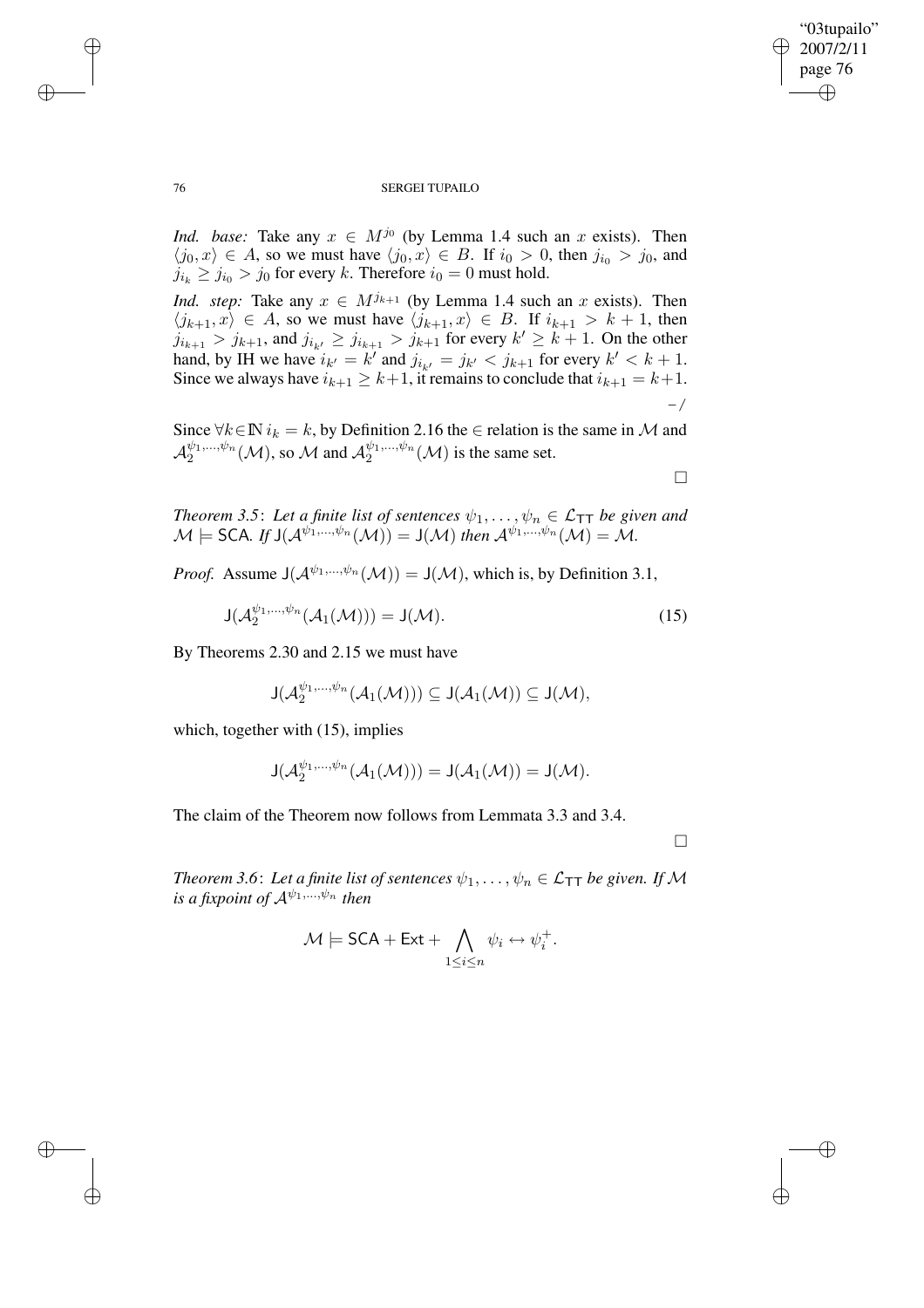*Ind. base:* Take any $x \in M^{j_0}$ (by Lemma 1.4 such an $x$ exists). Then $\langle j_0, x\rangle \in A$, so we must have $\langle j_0, x\rangle \in B$. If $i_0 > 0$, then $j_{i_0} > j_0$, and $j_{i_k} \geq j_{i_0} > j_0$ for every $k$. Therefore $i_0 = 0$ must hold.

*Ind. step:* Take any $x \in M^{j_{k+1}}$ (by Lemma 1.4 such an $x$ exists). Then $\langle j_{k+1}, x\rangle \in A$, so we must have $\langle j_{k+1}, x\rangle \in B$. If $i_{k+1} > k+1$, then $j_{i_{k+1}} > j_{k+1}$, and $j_{i_{k'}} \geq j_{i_{k+1}} > j_{k+1}$ for every $k' \geq k+1$. On the other hand, by IH we have $i_{k'} = k'$ and $j_{i_{k'}} = j_{k'} < j_{k+1}$ for every $k' < k+1$. Since we always have $i_{k+1} \geq k+1$, it remains to conclude that $i_{k+1} = k+1$.

$-/$

Since $\forall k \in \mathbb{N}\, i_k = k$, by Definition 2.16 the $\in$ relation is the same in $\mathcal{M}$ and $\mathcal{A}_2^{\psi_1,\dots,\psi_n}(\mathcal{M})$, so $\mathcal{M}$ and $\mathcal{A}_2^{\psi_1,\dots,\psi_n}(\mathcal{M})$ is the same set.

□

*Theorem 3.5*: *Let a finite list of sentences $\psi_1, \dots, \psi_n \in \mathcal{L}_{\mathsf{TT}}$ be given and $\mathcal{M} \models \mathsf{SCA}$. If $\mathsf{J}(\mathcal{A}^{\psi_1,\dots,\psi_n}(\mathcal{M})) = \mathsf{J}(\mathcal{M})$ then $\mathcal{A}^{\psi_1,\dots,\psi_n}(\mathcal{M}) = \mathcal{M}$.*

*Proof.* Assume $\mathsf{J}(\mathcal{A}^{\psi_1,\dots,\psi_n}(\mathcal{M})) = \mathsf{J}(\mathcal{M})$, which is, by Definition 3.1,

$$\mathsf{J}(\mathcal{A}_2^{\psi_1,\dots,\psi_n}(\mathcal{A}_1(\mathcal{M}))) = \mathsf{J}(\mathcal{M}). \tag{15}$$

By Theorems 2.30 and 2.15 we must have

$$\mathsf{J}(\mathcal{A}_2^{\psi_1,\dots,\psi_n}(\mathcal{A}_1(\mathcal{M}))) \subseteq \mathsf{J}(\mathcal{A}_1(\mathcal{M})) \subseteq \mathsf{J}(\mathcal{M}),$$

which, together with (15), implies

$$\mathsf{J}(\mathcal{A}_2^{\psi_1,\dots,\psi_n}(\mathcal{A}_1(\mathcal{M}))) = \mathsf{J}(\mathcal{A}_1(\mathcal{M})) = \mathsf{J}(\mathcal{M}).$$

The claim of the Theorem now follows from Lemmata 3.3 and 3.4.

□

*Theorem 3.6*: *Let a finite list of sentences $\psi_1, \dots, \psi_n \in \mathcal{L}_{\mathsf{TT}}$ be given. If $\mathcal{M}$ is a fixpoint of $\mathcal{A}^{\psi_1,\dots,\psi_n}$ then*

$$\mathcal{M} \models \mathsf{SCA} + \mathsf{Ext} + \bigwedge_{1 \leq i \leq n} \psi_i \leftrightarrow \psi_i^{+}.$$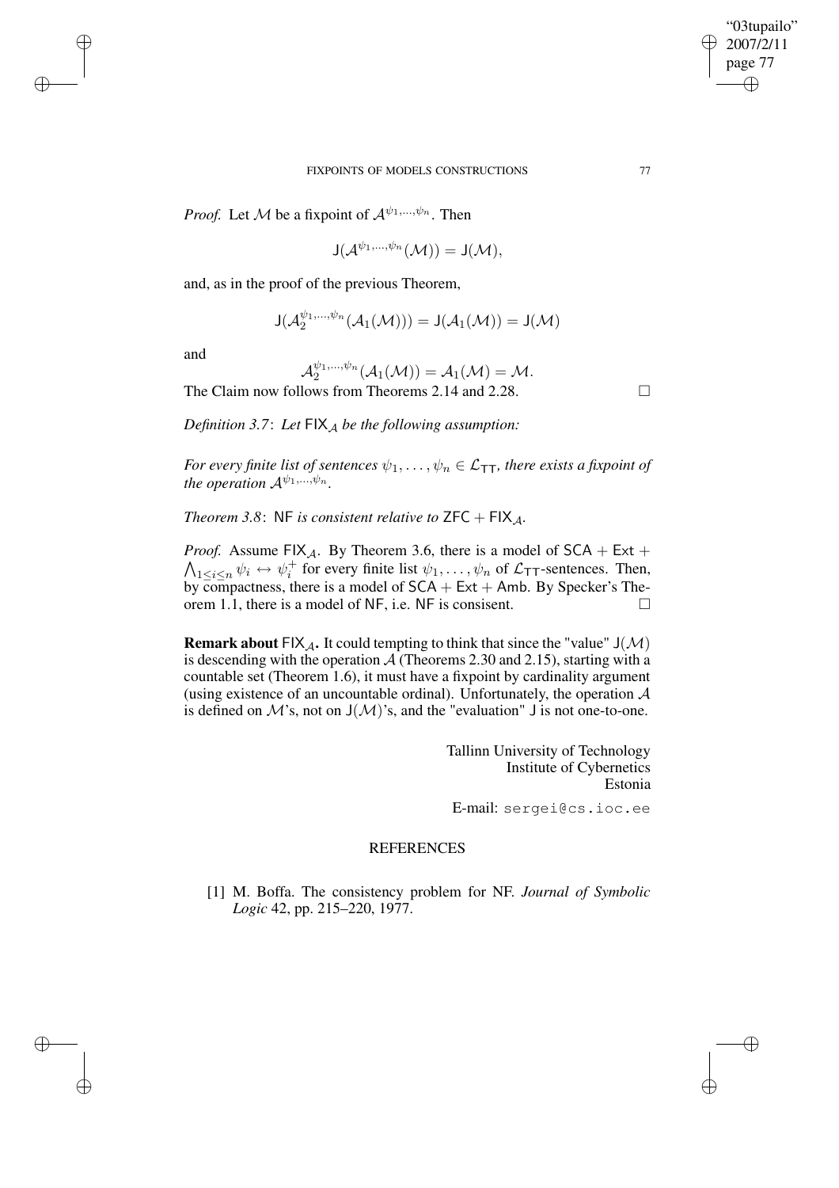*Proof.* Let $\mathcal{M}$ be a fixpoint of $\mathcal{A}^{\psi_1,\ldots,\psi_n}$. Then

$$\mathsf{J}(\mathcal{A}^{\psi_1,\ldots,\psi_n}(\mathcal{M})) = \mathsf{J}(\mathcal{M}),$$

and, as in the proof of the previous Theorem,

$$\mathsf{J}(\mathcal{A}_2^{\psi_1,\ldots,\psi_n}(\mathcal{A}_1(\mathcal{M}))) = \mathsf{J}(\mathcal{A}_1(\mathcal{M})) = \mathsf{J}(\mathcal{M})$$

and

$$\mathcal{A}_2^{\psi_1,\ldots,\psi_n}(\mathcal{A}_1(\mathcal{M})) = \mathcal{A}_1(\mathcal{M}) = \mathcal{M}.$$

The Claim now follows from Theorems 2.14 and 2.28. □

*Definition 3.7*: *Let $\mathsf{FIX}_{\mathcal{A}}$ be the following assumption:*

*For every finite list of sentences $\psi_1, \ldots, \psi_n \in \mathcal{L}_{\mathsf{TT}}$, there exists a fixpoint of the operation $\mathcal{A}^{\psi_1,\ldots,\psi_n}$.*

*Theorem 3.8*: $\mathsf{NF}$ *is consistent relative to* $\mathsf{ZFC} + \mathsf{FIX}_{\mathcal{A}}$.

*Proof.* Assume $\mathsf{FIX}_{\mathcal{A}}$. By Theorem 3.6, there is a model of $\mathsf{SCA} + \mathsf{Ext} + \bigwedge_{1\leq i\leq n} \psi_i \leftrightarrow \psi_i^+$ for every finite list $\psi_1, \ldots, \psi_n$ of $\mathcal{L}_{\mathsf{TT}}$-sentences. Then, by compactness, there is a model of $\mathsf{SCA} + \mathsf{Ext} + \mathsf{Amb}$. By Specker's Theorem 1.1, there is a model of $\mathsf{NF}$, i.e. $\mathsf{NF}$ is consisent. □

**Remark about $\mathsf{FIX}_{\mathcal{A}}$.** It could tempting to think that since the "value" $\mathsf{J}(\mathcal{M})$ is descending with the operation $\mathcal{A}$ (Theorems 2.30 and 2.15), starting with a countable set (Theorem 1.6), it must have a fixpoint by cardinality argument (using existence of an uncountable ordinal). Unfortunately, the operation $\mathcal{A}$ is defined on $\mathcal{M}$'s, not on $\mathsf{J}(\mathcal{M})$'s, and the "evaluation" $\mathsf{J}$ is not one-to-one.

Tallinn University of Technology
Institute of Cybernetics
Estonia

E-mail: `sergei@cs.ioc.ee`

## REFERENCES

[1] M. Boffa. The consistency problem for NF. *Journal of Symbolic Logic* 42, pp. 215–220, 1977.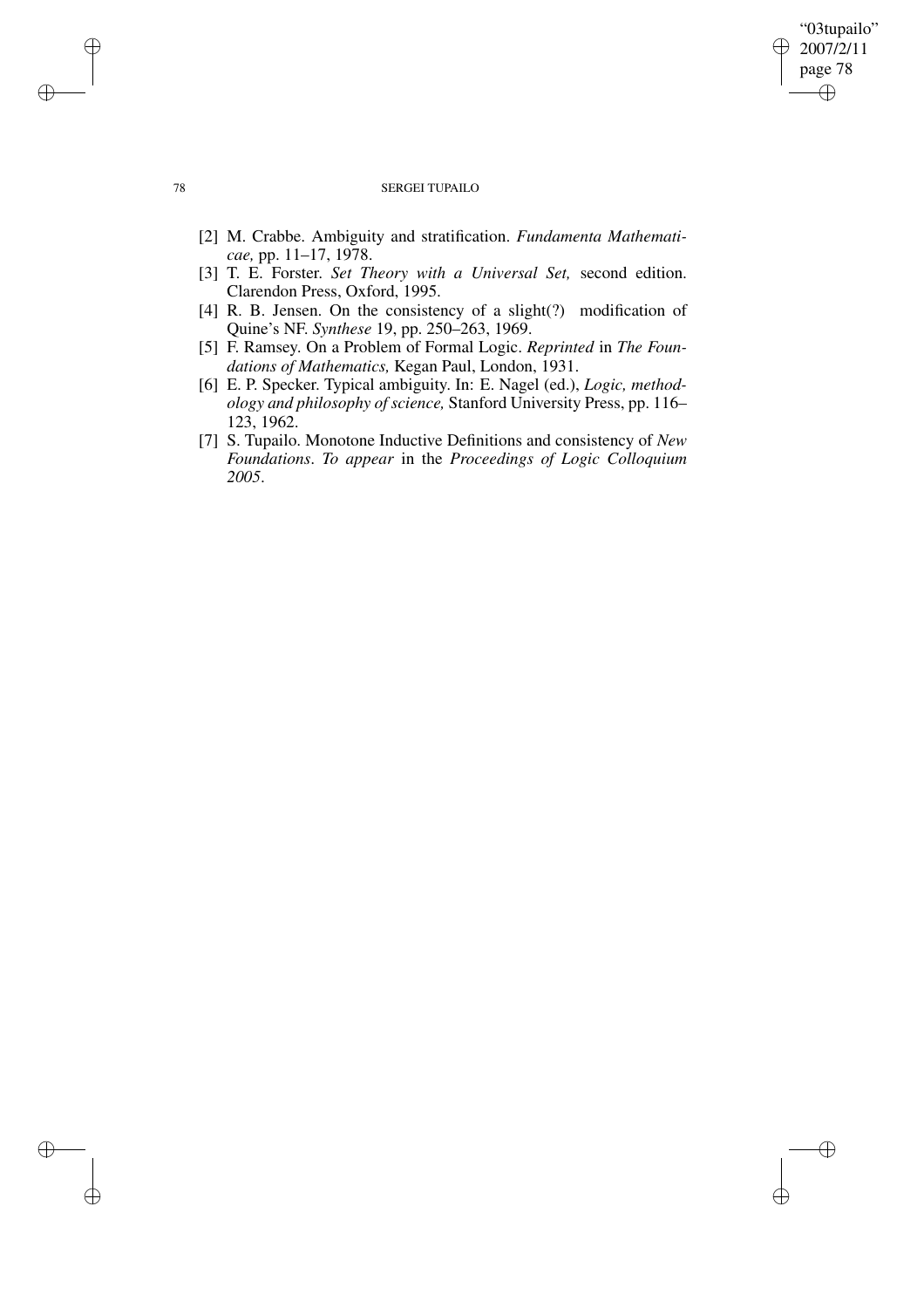[2] M. Crabbe. Ambiguity and stratification. *Fundamenta Mathematicae,* pp. 11–17, 1978.

[3] T. E. Forster. *Set Theory with a Universal Set,* second edition. Clarendon Press, Oxford, 1995.

[4] R. B. Jensen. On the consistency of a slight(?) modification of Quine's NF. *Synthese* 19, pp. 250–263, 1969.

[5] F. Ramsey. On a Problem of Formal Logic. *Reprinted* in *The Foundations of Mathematics,* Kegan Paul, London, 1931.

[6] E. P. Specker. Typical ambiguity. In: E. Nagel (ed.), *Logic, methodology and philosophy of science,* Stanford University Press, pp. 116–123, 1962.

[7] S. Tupailo. Monotone Inductive Definitions and consistency of *New Foundations*. *To appear* in the *Proceedings of Logic Colloquium 2005*.